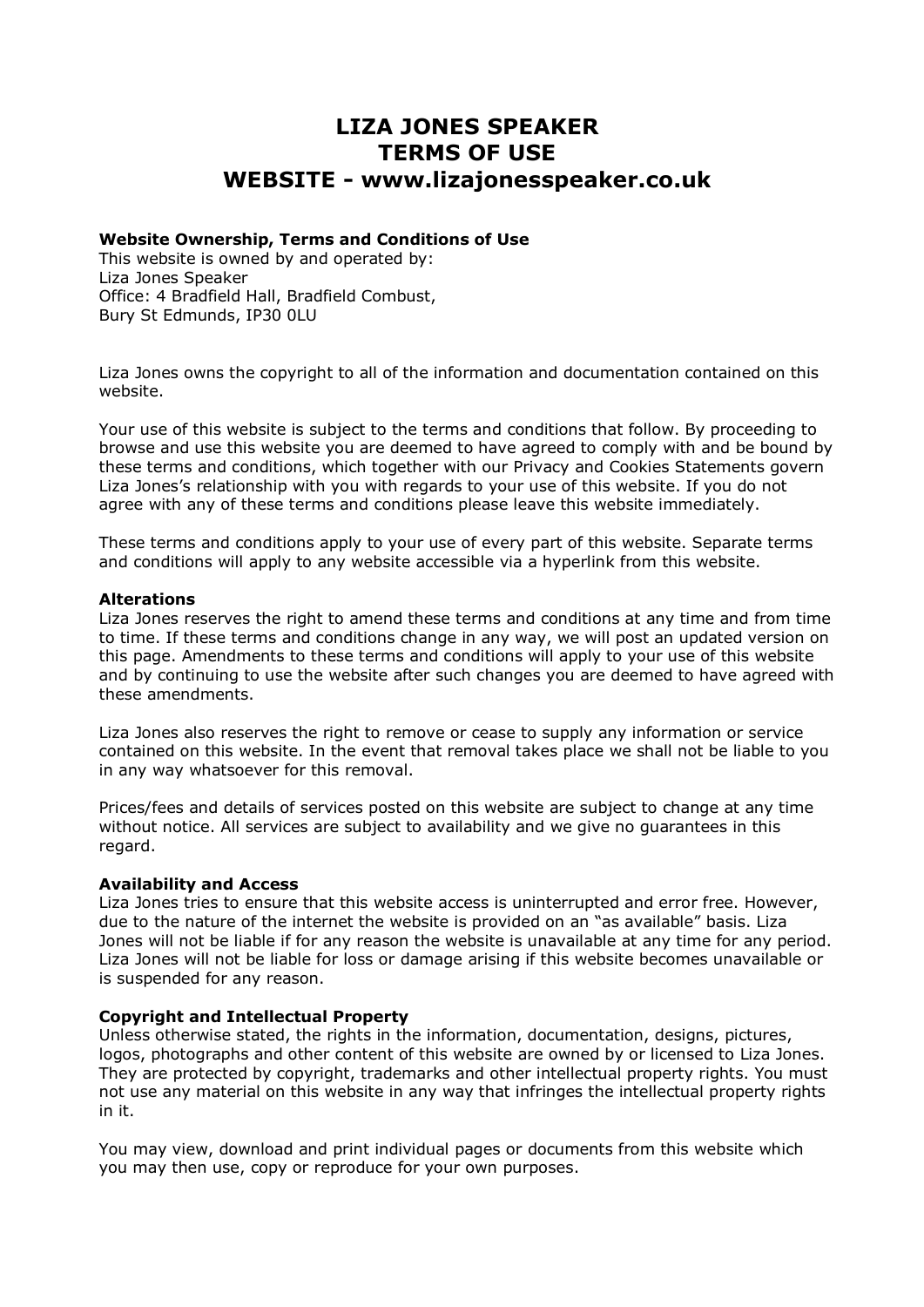# LIZA JONES SPEAKER
# TERMS OF USE
# WEBSITE - www.lizajonesspeaker.co.uk

### Website Ownership, Terms and Conditions of Use

This website is owned by and operated by:
Liza Jones Speaker
Office: 4 Bradfield Hall, Bradfield Combust,
Bury St Edmunds, IP30 0LU

Liza Jones owns the copyright to all of the information and documentation contained on this website.

Your use of this website is subject to the terms and conditions that follow. By proceeding to browse and use this website you are deemed to have agreed to comply with and be bound by these terms and conditions, which together with our Privacy and Cookies Statements govern Liza Jones's relationship with you with regards to your use of this website. If you do not agree with any of these terms and conditions please leave this website immediately.

These terms and conditions apply to your use of every part of this website. Separate terms and conditions will apply to any website accessible via a hyperlink from this website.

### Alterations

Liza Jones reserves the right to amend these terms and conditions at any time and from time to time. If these terms and conditions change in any way, we will post an updated version on this page. Amendments to these terms and conditions will apply to your use of this website and by continuing to use the website after such changes you are deemed to have agreed with these amendments.

Liza Jones also reserves the right to remove or cease to supply any information or service contained on this website. In the event that removal takes place we shall not be liable to you in any way whatsoever for this removal.

Prices/fees and details of services posted on this website are subject to change at any time without notice. All services are subject to availability and we give no guarantees in this regard.

### Availability and Access

Liza Jones tries to ensure that this website access is uninterrupted and error free. However, due to the nature of the internet the website is provided on an "as available" basis. Liza Jones will not be liable if for any reason the website is unavailable at any time for any period. Liza Jones will not be liable for loss or damage arising if this website becomes unavailable or is suspended for any reason.

### Copyright and Intellectual Property

Unless otherwise stated, the rights in the information, documentation, designs, pictures, logos, photographs and other content of this website are owned by or licensed to Liza Jones. They are protected by copyright, trademarks and other intellectual property rights. You must not use any material on this website in any way that infringes the intellectual property rights in it.

You may view, download and print individual pages or documents from this website which you may then use, copy or reproduce for your own purposes.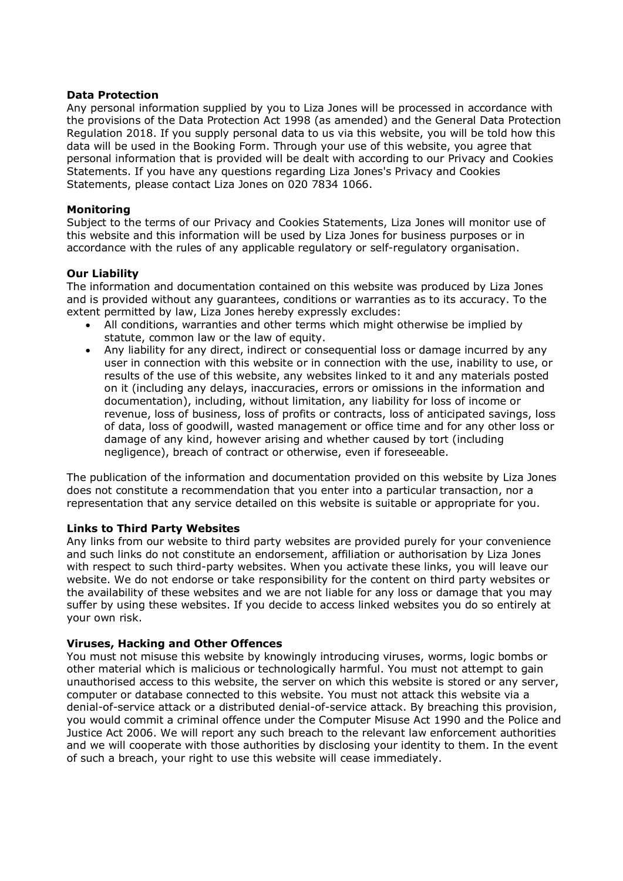**Data Protection**

Any personal information supplied by you to Liza Jones will be processed in accordance with the provisions of the Data Protection Act 1998 (as amended) and the General Data Protection Regulation 2018. If you supply personal data to us via this website, you will be told how this data will be used in the Booking Form. Through your use of this website, you agree that personal information that is provided will be dealt with according to our Privacy and Cookies Statements. If you have any questions regarding Liza Jones's Privacy and Cookies Statements, please contact Liza Jones on 020 7834 1066.

**Monitoring**

Subject to the terms of our Privacy and Cookies Statements, Liza Jones will monitor use of this website and this information will be used by Liza Jones for business purposes or in accordance with the rules of any applicable regulatory or self-regulatory organisation.

**Our Liability**

The information and documentation contained on this website was produced by Liza Jones and is provided without any guarantees, conditions or warranties as to its accuracy. To the extent permitted by law, Liza Jones hereby expressly excludes:

- All conditions, warranties and other terms which might otherwise be implied by statute, common law or the law of equity.
- Any liability for any direct, indirect or consequential loss or damage incurred by any user in connection with this website or in connection with the use, inability to use, or results of the use of this website, any websites linked to it and any materials posted on it (including any delays, inaccuracies, errors or omissions in the information and documentation), including, without limitation, any liability for loss of income or revenue, loss of business, loss of profits or contracts, loss of anticipated savings, loss of data, loss of goodwill, wasted management or office time and for any other loss or damage of any kind, however arising and whether caused by tort (including negligence), breach of contract or otherwise, even if foreseeable.

The publication of the information and documentation provided on this website by Liza Jones does not constitute a recommendation that you enter into a particular transaction, nor a representation that any service detailed on this website is suitable or appropriate for you.

**Links to Third Party Websites**

Any links from our website to third party websites are provided purely for your convenience and such links do not constitute an endorsement, affiliation or authorisation by Liza Jones with respect to such third-party websites. When you activate these links, you will leave our website. We do not endorse or take responsibility for the content on third party websites or the availability of these websites and we are not liable for any loss or damage that you may suffer by using these websites. If you decide to access linked websites you do so entirely at your own risk.

**Viruses, Hacking and Other Offences**

You must not misuse this website by knowingly introducing viruses, worms, logic bombs or other material which is malicious or technologically harmful. You must not attempt to gain unauthorised access to this website, the server on which this website is stored or any server, computer or database connected to this website. You must not attack this website via a denial-of-service attack or a distributed denial-of-service attack. By breaching this provision, you would commit a criminal offence under the Computer Misuse Act 1990 and the Police and Justice Act 2006. We will report any such breach to the relevant law enforcement authorities and we will cooperate with those authorities by disclosing your identity to them. In the event of such a breach, your right to use this website will cease immediately.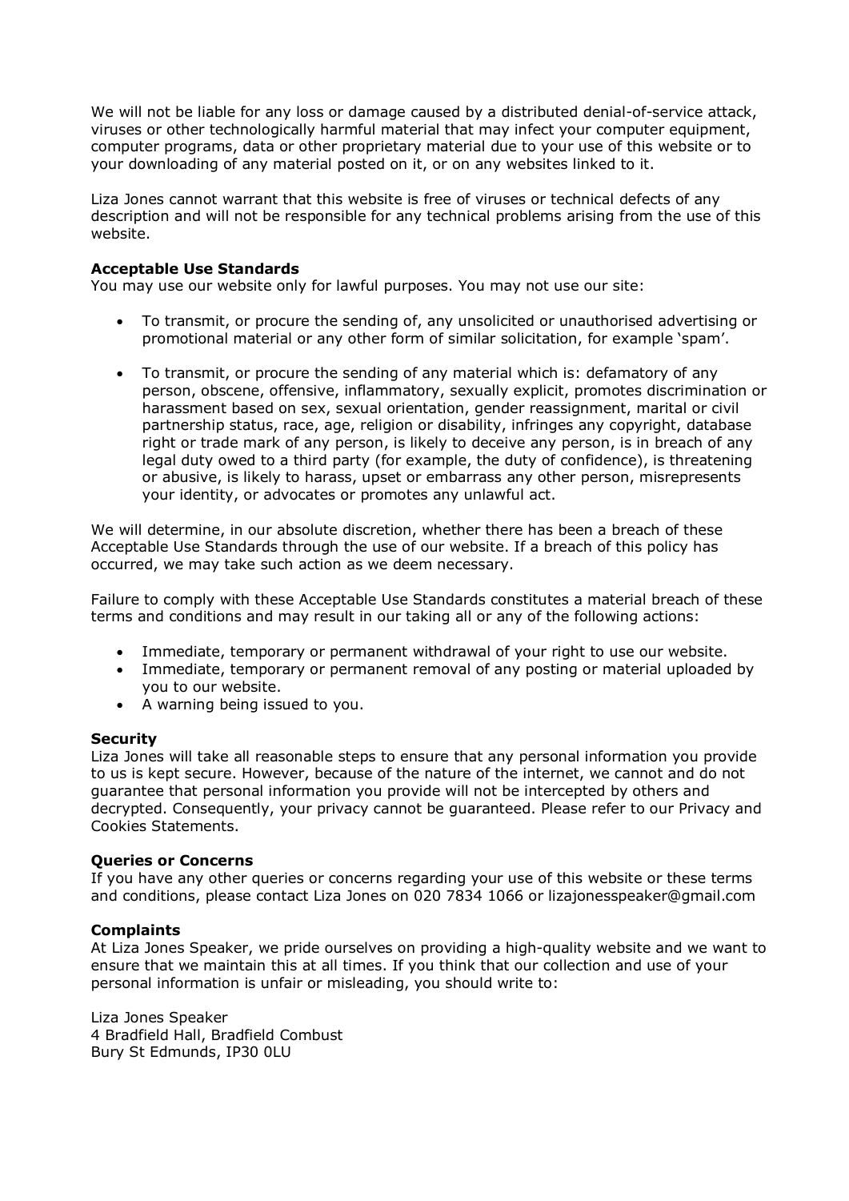We will not be liable for any loss or damage caused by a distributed denial-of-service attack, viruses or other technologically harmful material that may infect your computer equipment, computer programs, data or other proprietary material due to your use of this website or to your downloading of any material posted on it, or on any websites linked to it.

Liza Jones cannot warrant that this website is free of viruses or technical defects of any description and will not be responsible for any technical problems arising from the use of this website.

**Acceptable Use Standards**
You may use our website only for lawful purposes. You may not use our site:

- To transmit, or procure the sending of, any unsolicited or unauthorised advertising or promotional material or any other form of similar solicitation, for example 'spam'.

- To transmit, or procure the sending of any material which is: defamatory of any person, obscene, offensive, inflammatory, sexually explicit, promotes discrimination or harassment based on sex, sexual orientation, gender reassignment, marital or civil partnership status, race, age, religion or disability, infringes any copyright, database right or trade mark of any person, is likely to deceive any person, is in breach of any legal duty owed to a third party (for example, the duty of confidence), is threatening or abusive, is likely to harass, upset or embarrass any other person, misrepresents your identity, or advocates or promotes any unlawful act.

We will determine, in our absolute discretion, whether there has been a breach of these Acceptable Use Standards through the use of our website. If a breach of this policy has occurred, we may take such action as we deem necessary.

Failure to comply with these Acceptable Use Standards constitutes a material breach of these terms and conditions and may result in our taking all or any of the following actions:

- Immediate, temporary or permanent withdrawal of your right to use our website.
- Immediate, temporary or permanent removal of any posting or material uploaded by you to our website.
- A warning being issued to you.

**Security**
Liza Jones will take all reasonable steps to ensure that any personal information you provide to us is kept secure. However, because of the nature of the internet, we cannot and do not guarantee that personal information you provide will not be intercepted by others and decrypted. Consequently, your privacy cannot be guaranteed. Please refer to our Privacy and Cookies Statements.

**Queries or Concerns**
If you have any other queries or concerns regarding your use of this website or these terms and conditions, please contact Liza Jones on 020 7834 1066 or lizajonesspeaker@gmail.com

**Complaints**
At Liza Jones Speaker, we pride ourselves on providing a high-quality website and we want to ensure that we maintain this at all times. If you think that our collection and use of your personal information is unfair or misleading, you should write to:

Liza Jones Speaker
4 Bradfield Hall, Bradfield Combust
Bury St Edmunds, IP30 0LU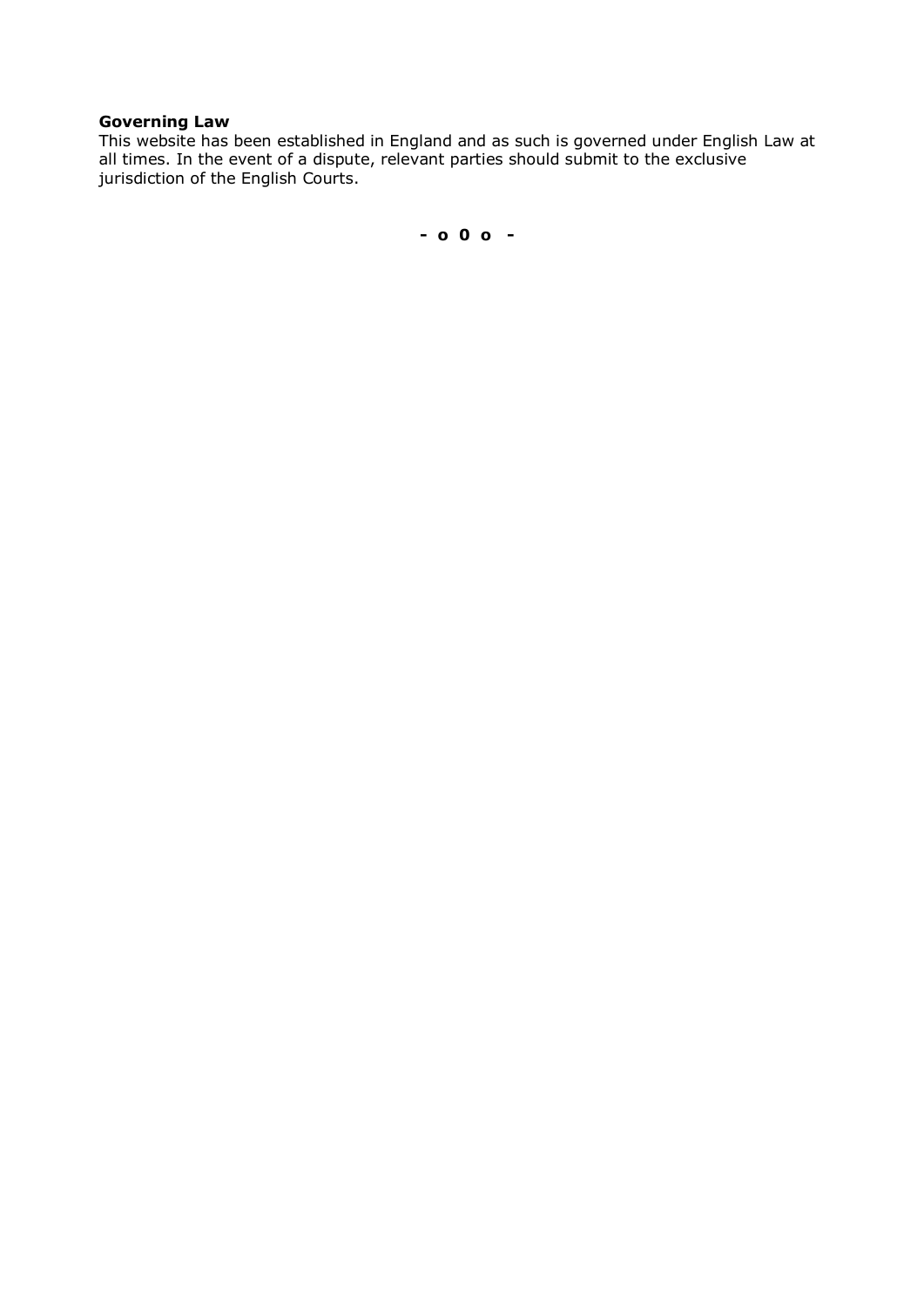**Governing Law**

This website has been established in England and as such is governed under English Law at all times. In the event of a dispute, relevant parties should submit to the exclusive jurisdiction of the English Courts.

**- o 0 o -**